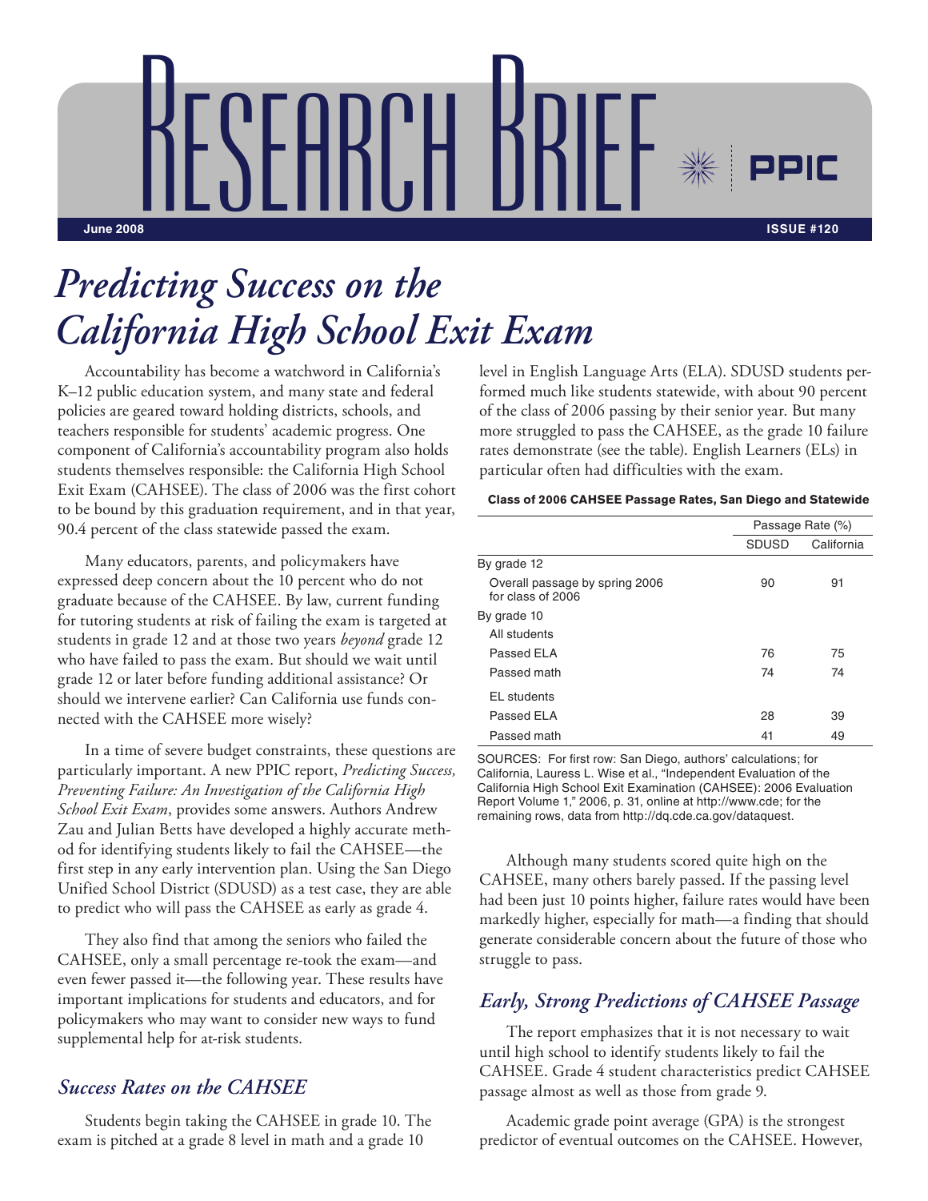# Research Brief

June 2008 ISSUE #120

# *Predicting Success on the California High School Exit Exam*

Accountability has become a watchword in California's K–12 public education system, and many state and federal policies are geared toward holding districts, schools, and teachers responsible for students' academic progress. One component of California's accountability program also holds students themselves responsible: the California High School Exit Exam (CAHSEE). The class of 2006 was the first cohort to be bound by this graduation requirement, and in that year, 90.4 percent of the class statewide passed the exam.

Many educators, parents, and policymakers have expressed deep concern about the 10 percent who do not graduate because of the CAHSEE. By law, current funding for tutoring students at risk of failing the exam is targeted at students in grade 12 and at those two years *beyond* grade 12 who have failed to pass the exam. But should we wait until grade 12 or later before funding additional assistance? Or should we intervene earlier? Can California use funds connected with the CAHSEE more wisely?

In a time of severe budget constraints, these questions are particularly important. A new PPIC report, *Predicting Success, Preventing Failure: An Investigation of the California High School Exit Exam*, provides some answers. Authors Andrew Zau and Julian Betts have developed a highly accurate method for identifying students likely to fail the CAHSEE—the first step in any early intervention plan. Using the San Diego Unified School District (SDUSD) as a test case, they are able to predict who will pass the CAHSEE as early as grade 4.

They also find that among the seniors who failed the CAHSEE, only a small percentage re-took the exam—and even fewer passed it—the following year. These results have important implications for students and educators, and for policymakers who may want to consider new ways to fund supplemental help for at-risk students.

## *Success Rates on the CAHSEE*

Students begin taking the CAHSEE in grade 10. The exam is pitched at a grade 8 level in math and a grade 10 level in English Language Arts (ELA). SDUSD students performed much like students statewide, with about 90 percent of the class of 2006 passing by their senior year. But many more struggled to pass the CAHSEE, as the grade 10 failure rates demonstrate (see the table). English Learners (ELs) in particular often had difficulties with the exam.

**Class of 2006 CAHSEE Passage Rates, San Diego and Statewide**

| | Passage Rate (%) | |
|---|---|---|
| | SDUSD | California |
| By grade 12 | | |
| Overall passage by spring 2006 for class of 2006 | 90 | 91 |
| By grade 10 | | |
| All students | | |
| Passed ELA | 76 | 75 |
| Passed math | 74 | 74 |
| EL students | | |
| Passed ELA | 28 | 39 |
| Passed math | 41 | 49 |

SOURCES: For first row: San Diego, authors' calculations; for California, Lauress L. Wise et al., "Independent Evaluation of the California High School Exit Examination (CAHSEE): 2006 Evaluation Report Volume 1," 2006, p. 31, online at http://www.cde; for the remaining rows, data from http://dq.cde.ca.gov/dataquest.

Although many students scored quite high on the CAHSEE, many others barely passed. If the passing level had been just 10 points higher, failure rates would have been markedly higher, especially for math—a finding that should generate considerable concern about the future of those who struggle to pass.

## *Early, Strong Predictions of CAHSEE Passage*

The report emphasizes that it is not necessary to wait until high school to identify students likely to fail the CAHSEE. Grade 4 student characteristics predict CAHSEE passage almost as well as those from grade 9.

Academic grade point average (GPA) is the strongest predictor of eventual outcomes on the CAHSEE. However,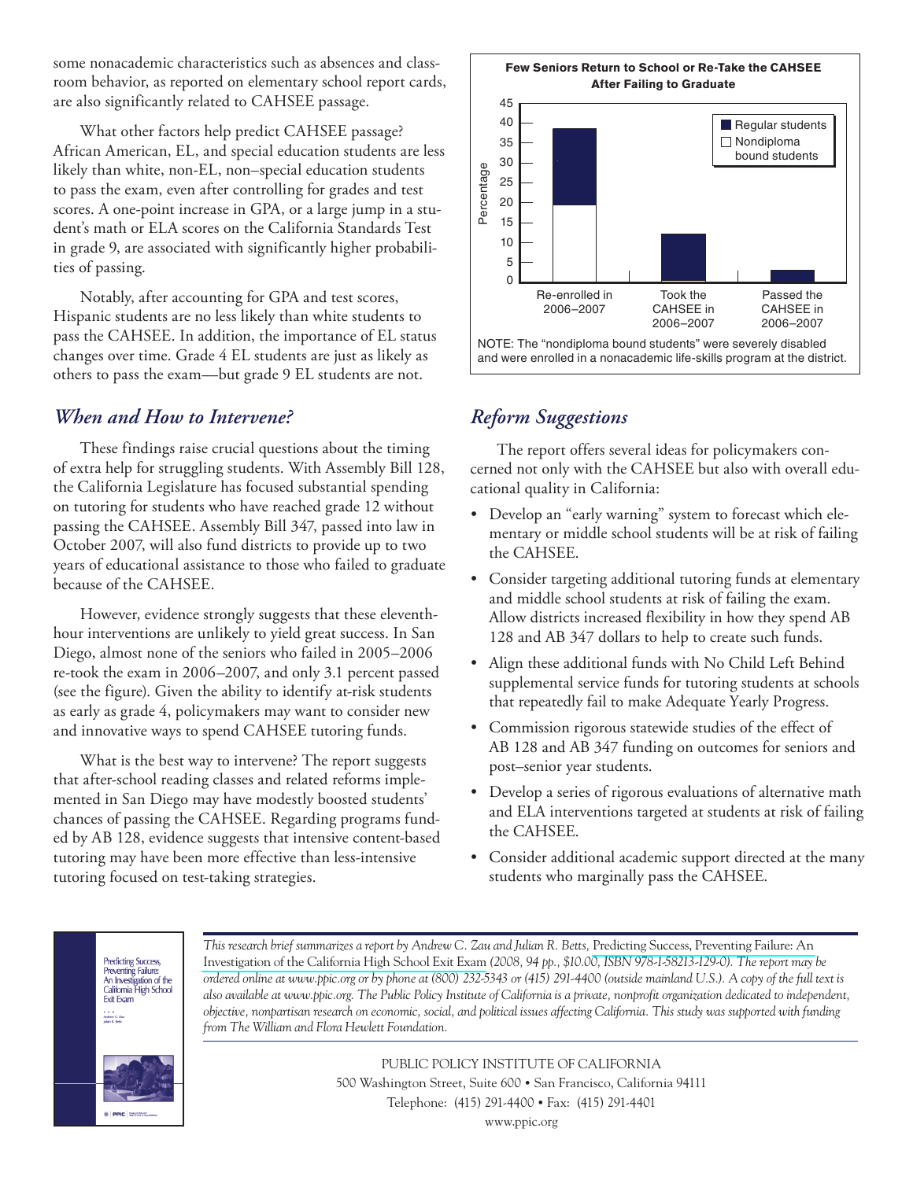some nonacademic characteristics such as absences and classroom behavior, as reported on elementary school report cards, are also significantly related to CAHSEE passage.

What other factors help predict CAHSEE passage? African American, EL, and special education students are less likely than white, non-EL, non–special education students to pass the exam, even after controlling for grades and test scores. A one-point increase in GPA, or a large jump in a student's math or ELA scores on the California Standards Test in grade 9, are associated with significantly higher probabilities of passing.

Notably, after accounting for GPA and test scores, Hispanic students are no less likely than white students to pass the CAHSEE. In addition, the importance of EL status changes over time. Grade 4 EL students are just as likely as others to pass the exam—but grade 9 EL students are not.

## *When and How to Intervene?*

These findings raise crucial questions about the timing of extra help for struggling students. With Assembly Bill 128, the California Legislature has focused substantial spending on tutoring for students who have reached grade 12 without passing the CAHSEE. Assembly Bill 347, passed into law in October 2007, will also fund districts to provide up to two years of educational assistance to those who failed to graduate because of the CAHSEE.

However, evidence strongly suggests that these eleventh-hour interventions are unlikely to yield great success. In San Diego, almost none of the seniors who failed in 2005–2006 re-took the exam in 2006–2007, and only 3.1 percent passed (see the figure). Given the ability to identify at-risk students as early as grade 4, policymakers may want to consider new and innovative ways to spend CAHSEE tutoring funds.

What is the best way to intervene? The report suggests that after-school reading classes and related reforms implemented in San Diego may have modestly boosted students' chances of passing the CAHSEE. Regarding programs funded by AB 128, evidence suggests that intensive content-based tutoring may have been more effective than less-intensive tutoring focused on test-taking strategies.

**Few Seniors Return to School or Re-Take the CAHSEE After Failing to Graduate**

Percentage

45
40
35
30
25
20
15
10
5
0

Regular students
Nondiploma bound students

Re-enrolled in 2006–2007
Took the CAHSEE in 2006–2007
Passed the CAHSEE in 2006–2007

NOTE: The "nondiploma bound students" were severely disabled and were enrolled in a nonacademic life-skills program at the district.

## *Reform Suggestions*

The report offers several ideas for policymakers concerned not only with the CAHSEE but also with overall educational quality in California:

- Develop an "early warning" system to forecast which elementary or middle school students will be at risk of failing the CAHSEE.
- Consider targeting additional tutoring funds at elementary and middle school students at risk of failing the exam. Allow districts increased flexibility in how they spend AB 128 and AB 347 dollars to help to create such funds.
- Align these additional funds with No Child Left Behind supplemental service funds for tutoring students at schools that repeatedly fail to make Adequate Yearly Progress.
- Commission rigorous statewide studies of the effect of AB 128 and AB 347 funding on outcomes for seniors and post–senior year students.
- Develop a series of rigorous evaluations of alternative math and ELA interventions targeted at students at risk of failing the CAHSEE.
- Consider additional academic support directed at the many students who marginally pass the CAHSEE.

*This research brief summarizes a report by Andrew C. Zau and Julian R. Betts,* Predicting Success, Preventing Failure: An Investigation of the California High School Exit Exam *(2008, 94 pp., $10.00, ISBN 978-1-58213-129-0). The report may be ordered online at www.ppic.org or by phone at (800) 232-5343 or (415) 291-4400 (outside mainland U.S.). A copy of the full text is also available at www.ppic.org. The Public Policy Institute of California is a private, nonprofit organization dedicated to independent, objective, nonpartisan research on economic, social, and political issues affecting California. This study was supported with funding from The William and Flora Hewlett Foundation.*

PUBLIC POLICY INSTITUTE OF CALIFORNIA
500 Washington Street, Suite 600 • San Francisco, California 94111
Telephone: (415) 291-4400 • Fax: (415) 291-4401
www.ppic.org